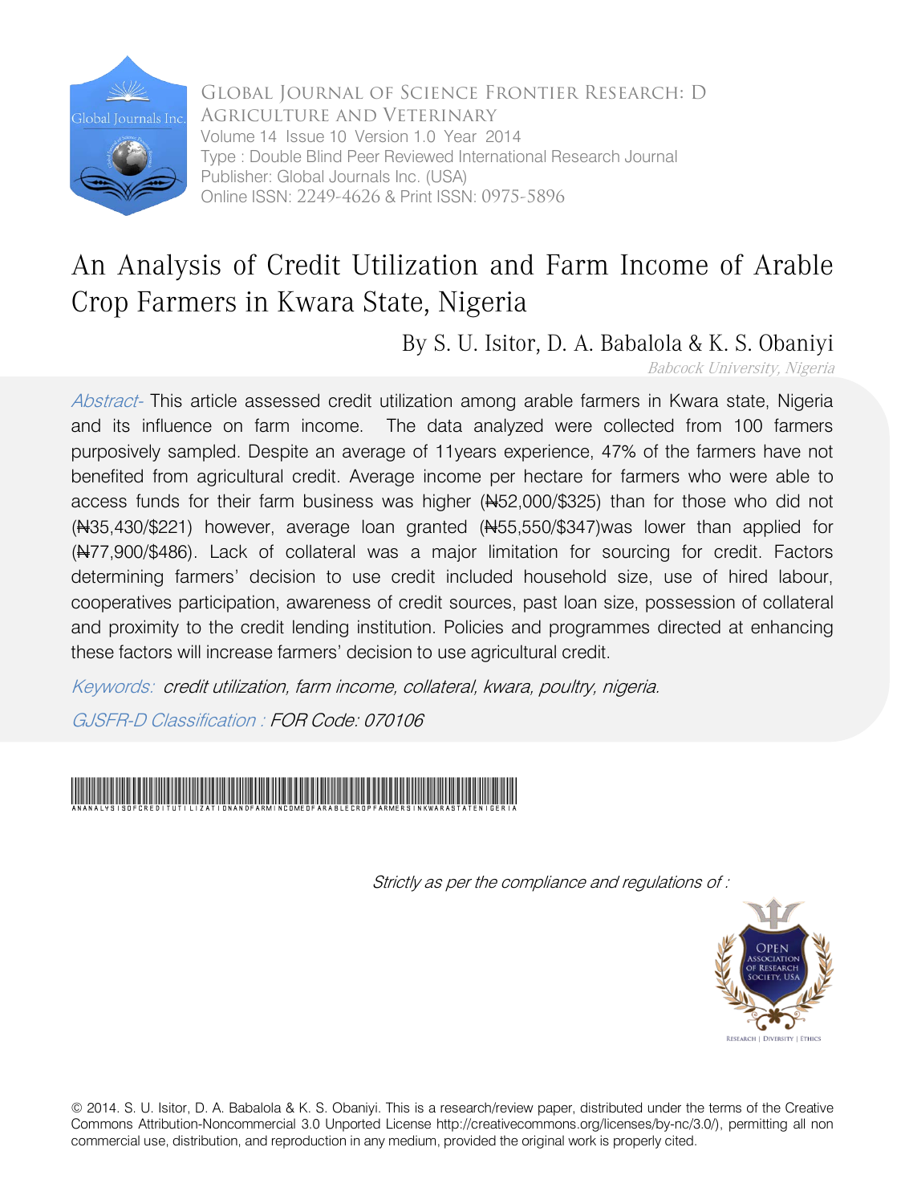Global Journal of Science Frontier Research: D
Agriculture and Veterinary
Volume 14 Issue 10 Version 1.0 Year 2014
Type : Double Blind Peer Reviewed International Research Journal
Publisher: Global Journals Inc. (USA)
Online ISSN: 2249-4626 & Print ISSN: 0975-5896

# An Analysis of Credit Utilization and Farm Income of Arable Crop Farmers in Kwara State, Nigeria

By S. U. Isitor, D. A. Babalola & K. S. Obaniyi

*Babcock University, Nigeria*

*Abstract-* This article assessed credit utilization among arable farmers in Kwara state, Nigeria and its influence on farm income. The data analyzed were collected from 100 farmers purposively sampled. Despite an average of 11years experience, 47% of the farmers have not benefited from agricultural credit. Average income per hectare for farmers who were able to access funds for their farm business was higher (₦52,000/$325) than for those who did not (₦35,430/$221) however, average loan granted (₦55,550/$347)was lower than applied for (₦77,900/$486). Lack of collateral was a major limitation for sourcing for credit. Factors determining farmers' decision to use credit included household size, use of hired labour, cooperatives participation, awareness of credit sources, past loan size, possession of collateral and proximity to the credit lending institution. Policies and programmes directed at enhancing these factors will increase farmers' decision to use agricultural credit.

*Keywords: credit utilization, farm income, collateral, kwara, poultry, nigeria.*

*GJSFR-D Classification : FOR Code: 070106*

*Strictly as per the compliance and regulations of :*

© 2014. S. U. Isitor, D. A. Babalola & K. S. Obaniyi. This is a research/review paper, distributed under the terms of the Creative Commons Attribution-Noncommercial 3.0 Unported License http://creativecommons.org/licenses/by-nc/3.0/), permitting all non commercial use, distribution, and reproduction in any medium, provided the original work is properly cited.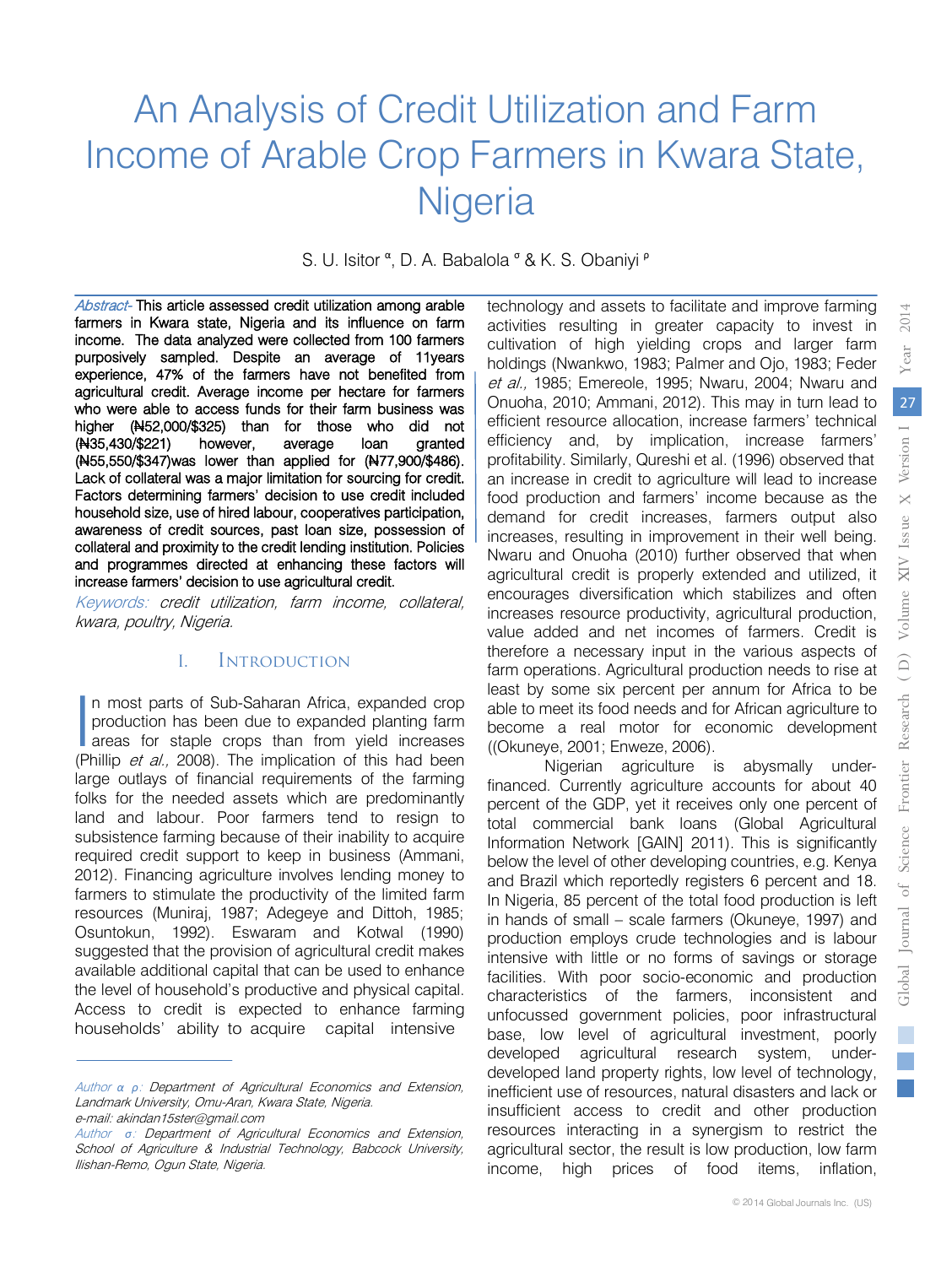# An Analysis of Credit Utilization and Farm Income of Arable Crop Farmers in Kwara State, Nigeria

S. U. Isitor [α], D. A. Babalola [σ] & K. S. Obaniyi [ρ]

*Abstract-* This article assessed credit utilization among arable farmers in Kwara state, Nigeria and its influence on farm income. The data analyzed were collected from 100 farmers purposively sampled. Despite an average of 11years experience, 47% of the farmers have not benefited from agricultural credit. Average income per hectare for farmers who were able to access funds for their farm business was higher (₦52,000/$325) than for those who did not (₦35,430/$221) however, average loan granted (₦55,550/$347)was lower than applied for (₦77,900/$486). Lack of collateral was a major limitation for sourcing for credit. Factors determining farmers' decision to use credit included household size, use of hired labour, cooperatives participation, awareness of credit sources, past loan size, possession of collateral and proximity to the credit lending institution. Policies and programmes directed at enhancing these factors will increase farmers' decision to use agricultural credit.

*Keywords: credit utilization, farm income, collateral, kwara, poultry, Nigeria.*

## I. Introduction

In most parts of Sub-Saharan Africa, expanded crop production has been due to expanded planting farm areas for staple crops than from yield increases (Phillip *et al.,* 2008). The implication of this had been large outlays of financial requirements of the farming folks for the needed assets which are predominantly land and labour. Poor farmers tend to resign to subsistence farming because of their inability to acquire required credit support to keep in business (Ammani, 2012). Financing agriculture involves lending money to farmers to stimulate the productivity of the limited farm resources (Muniraj, 1987; Adegeye and Dittoh, 1985; Osuntokun, 1992). Eswaram and Kotwal (1990) suggested that the provision of agricultural credit makes available additional capital that can be used to enhance the level of household's productive and physical capital. Access to credit is expected to enhance farming households' ability to acquire capital intensive technology and assets to facilitate and improve farming activities resulting in greater capacity to invest in cultivation of high yielding crops and larger farm holdings (Nwankwo, 1983; Palmer and Ojo, 1983; Feder *et al.,* 1985; Emereole, 1995; Nwaru, 2004; Nwaru and Onuoha, 2010; Ammani, 2012). This may in turn lead to efficient resource allocation, increase farmers' technical efficiency and, by implication, increase farmers' profitability. Similarly, Qureshi et al. (1996) observed that an increase in credit to agriculture will lead to increase food production and farmers' income because as the demand for credit increases, farmers output also increases, resulting in improvement in their well being. Nwaru and Onuoha (2010) further observed that when agricultural credit is properly extended and utilized, it encourages diversification which stabilizes and often increases resource productivity, agricultural production, value added and net incomes of farmers. Credit is therefore a necessary input in the various aspects of farm operations. Agricultural production needs to rise at least by some six percent per annum for Africa to be able to meet its food needs and for African agriculture to become a real motor for economic development ((Okuneye, 2001; Enweze, 2006).

Nigerian agriculture is abysmally under-financed. Currently agriculture accounts for about 40 percent of the GDP, yet it receives only one percent of total commercial bank loans (Global Agricultural Information Network [GAIN] 2011). This is significantly below the level of other developing countries, e.g. Kenya and Brazil which reportedly registers 6 percent and 18. In Nigeria, 85 percent of the total food production is left in hands of small – scale farmers (Okuneye, 1997) and production employs crude technologies and is labour intensive with little or no forms of savings or storage facilities. With poor socio-economic and production characteristics of the farmers, inconsistent and unfocussed government policies, poor infrastructural base, low level of agricultural investment, poorly developed agricultural research system, under-developed land property rights, low level of technology, inefficient use of resources, natural disasters and lack or insufficient access to credit and other production resources interacting in a synergism to restrict the agricultural sector, the result is low production, low farm income, high prices of food items, inflation,

---

*Author α ρ: Department of Agricultural Economics and Extension, Landmark University, Omu-Aran, Kwara State, Nigeria.*
*e-mail: akindan15ster@gmail.com*
*Author σ: Department of Agricultural Economics and Extension, School of Agriculture & Industrial Technology, Babcock University, Ilishan-Remo, Ogun State, Nigeria.*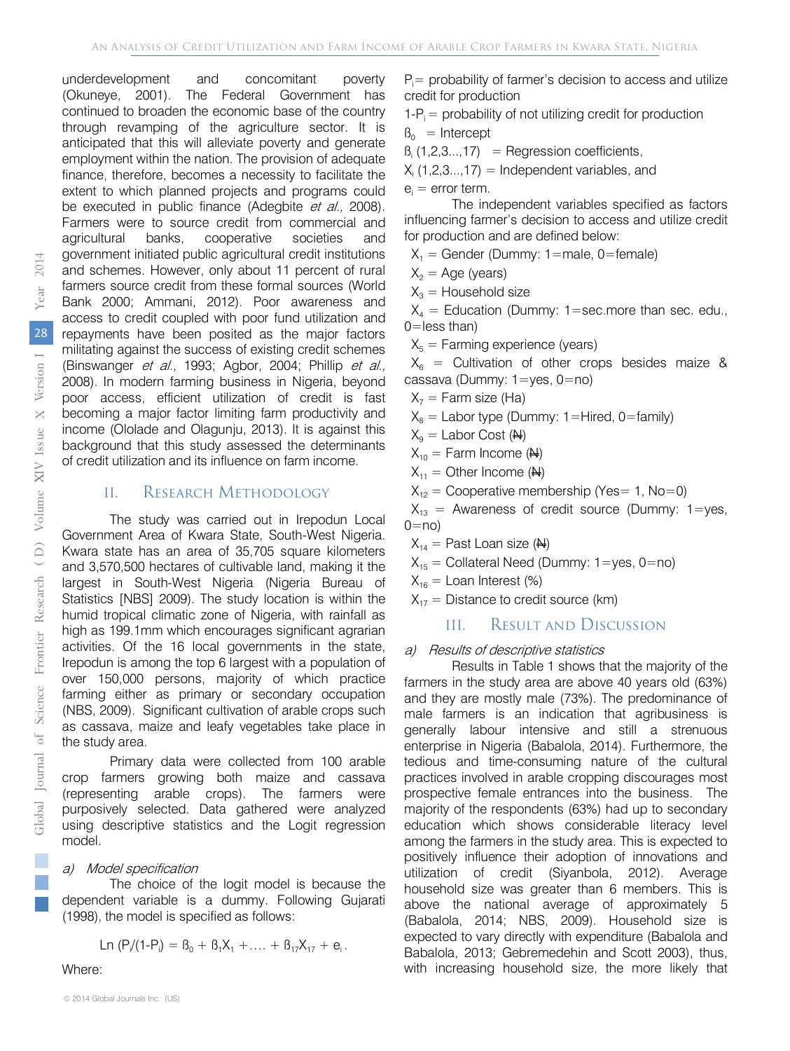underdevelopment and concomitant poverty (Okuneye, 2001). The Federal Government has continued to broaden the economic base of the country through revamping of the agriculture sector. It is anticipated that this will alleviate poverty and generate employment within the nation. The provision of adequate finance, therefore, becomes a necessity to facilitate the extent to which planned projects and programs could be executed in public finance (Adegbite *et al.,* 2008). Farmers were to source credit from commercial and agricultural banks, cooperative societies and government initiated public agricultural credit institutions and schemes. However, only about 11 percent of rural farmers source credit from these formal sources (World Bank 2000; Ammani, 2012). Poor awareness and access to credit coupled with poor fund utilization and repayments have been posited as the major factors militating against the success of existing credit schemes (Binswanger *et al.,* 1993; Agbor, 2004; Phillip *et al.,* 2008). In modern farming business in Nigeria, beyond poor access, efficient utilization of credit is fast becoming a major factor limiting farm productivity and income (Ololade and Olagunju, 2013). It is against this background that this study assessed the determinants of credit utilization and its influence on farm income.

## II. Research Methodology

The study was carried out in Irepodun Local Government Area of Kwara State, South-West Nigeria. Kwara state has an area of 35,705 square kilometers and 3,570,500 hectares of cultivable land, making it the largest in South-West Nigeria (Nigeria Bureau of Statistics [NBS] 2009). The study location is within the humid tropical climatic zone of Nigeria, with rainfall as high as 199.1mm which encourages significant agrarian activities. Of the 16 local governments in the state, Irepodun is among the top 6 largest with a population of over 150,000 persons, majority of which practice farming either as primary or secondary occupation (NBS, 2009). Significant cultivation of arable crops such as cassava, maize and leafy vegetables take place in the study area.

Primary data were collected from 100 arable crop farmers growing both maize and cassava (representing arable crops). The farmers were purposively selected. Data gathered were analyzed using descriptive statistics and the Logit regression model.

### *a) Model specification*

The choice of the logit model is because the dependent variable is a dummy. Following Gujarati (1998), the model is specified as follows:

$$\text{Ln}\left(P_i/(1-P_i)\right) = \beta_0 + \beta_1 X_1 + \ldots + \beta_{17} X_{17} + e_i.$$

Where:

$P_i$ = probability of farmer's decision to access and utilize credit for production

$1-P_i$ = probability of not utilizing credit for production

$\beta_0$ = Intercept

$\beta_i$ (1,2,3...,17) = Regression coefficients,

$X_i$ (1,2,3...,17) = Independent variables, and

$e_i$ = error term.

The independent variables specified as factors influencing farmer's decision to access and utilize credit for production and are defined below:

$X_1$ = Gender (Dummy: 1=male, 0=female)

$X_2$ = Age (years)

$X_3$ = Household size

$X_4$ = Education (Dummy: 1=sec.more than sec. edu., 0=less than)

$X_5$ = Farming experience (years)

$X_6$ = Cultivation of other crops besides maize & cassava (Dummy: 1=yes, 0=no)

$X_7$ = Farm size (Ha)

$X_8$ = Labor type (Dummy: 1=Hired, 0=family)

$X_9$ = Labor Cost (₦)

$X_{10}$ = Farm Income (₦)

$X_{11}$ = Other Income (₦)

$X_{12}$ = Cooperative membership (Yes= 1, No=0)

$X_{13}$ = Awareness of credit source (Dummy: 1=yes, 0=no)

$X_{14}$ = Past Loan size (₦)

$X_{15}$ = Collateral Need (Dummy: 1=yes, 0=no)

$X_{16}$ = Loan Interest (%)

$X_{17}$ = Distance to credit source (km)

## III. Result and Discussion

### *a) Results of descriptive statistics*

Results in Table 1 shows that the majority of the farmers in the study area are above 40 years old (63%) and they are mostly male (73%). The predominance of male farmers is an indication that agribusiness is generally labour intensive and still a strenuous enterprise in Nigeria (Babalola, 2014). Furthermore, the tedious and time-consuming nature of the cultural practices involved in arable cropping discourages most prospective female entrances into the business. The majority of the respondents (63%) had up to secondary education which shows considerable literacy level among the farmers in the study area. This is expected to positively influence their adoption of innovations and utilization of credit (Siyanbola, 2012). Average household size was greater than 6 members. This is above the national average of approximately 5 (Babalola, 2014; NBS, 2009). Household size is expected to vary directly with expenditure (Babalola and Babalola, 2013; Gebremedehin and Scott 2003), thus, with increasing household size, the more likely that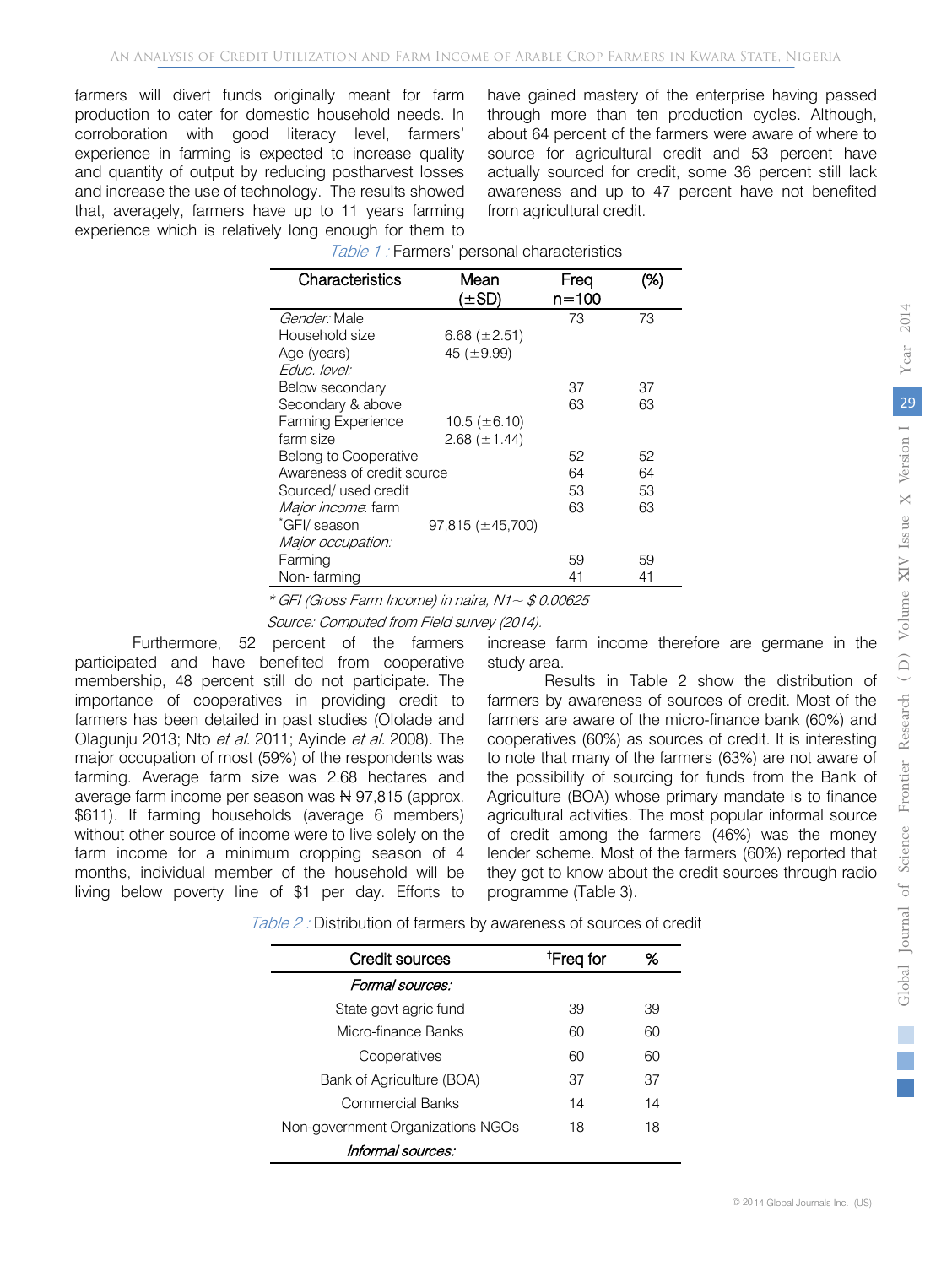farmers will divert funds originally meant for farm production to cater for domestic household needs. In corroboration with good literacy level, farmers' experience in farming is expected to increase quality and quantity of output by reducing postharvest losses and increase the use of technology. The results showed that, averagely, farmers have up to 11 years farming experience which is relatively long enough for them to have gained mastery of the enterprise having passed through more than ten production cycles. Although, about 64 percent of the farmers were aware of where to source for agricultural credit and 53 percent have actually sourced for credit, some 36 percent still lack awareness and up to 47 percent have not benefited from agricultural credit.

*Table 1 :* Farmers' personal characteristics

| Characteristics | Mean (±SD) | Freq n=100 | (%) |
|---|---|---|---|
| *Gender:* Male | | 73 | 73 |
| Household size | 6.68 (±2.51) | | |
| Age (years) | 45 (±9.99) | | |
| *Educ. level:* | | | |
| Below secondary | | 37 | 37 |
| Secondary & above | | 63 | 63 |
| Farming Experience | 10.5 (±6.10) | | |
| farm size | 2.68 (±1.44) | | |
| Belong to Cooperative | | 52 | 52 |
| Awareness of credit source | | 64 | 64 |
| Sourced/ used credit | | 53 | 53 |
| *Major income*: farm | | 63 | 63 |
| *GFI/ season | 97,815 (±45,700) | | |
| *Major occupation:* | | | |
| Farming | | 59 | 59 |
| Non- farming | | 41 | 41 |

*\* GFI (Gross Farm Income) in naira, N1~ $ 0.00625*

*Source: Computed from Field survey (2014).*

Furthermore, 52 percent of the farmers participated and have benefited from cooperative membership, 48 percent still do not participate. The importance of cooperatives in providing credit to farmers has been detailed in past studies (Ololade and Olagunju 2013; Nto *et al.* 2011; Ayinde *et al.* 2008). The major occupation of most (59%) of the respondents was farming. Average farm size was 2.68 hectares and average farm income per season was ₦ 97,815 (approx. $611). If farming households (average 6 members) without other source of income were to live solely on the farm income for a minimum cropping season of 4 months, individual member of the household will be living below poverty line of $1 per day. Efforts to increase farm income therefore are germane in the study area.

Results in Table 2 show the distribution of farmers by awareness of sources of credit. Most of the farmers are aware of the micro-finance bank (60%) and cooperatives (60%) as sources of credit. It is interesting to note that many of the farmers (63%) are not aware of the possibility of sourcing for funds from the Bank of Agriculture (BOA) whose primary mandate is to finance agricultural activities. The most popular informal source of credit among the farmers (46%) was the money lender scheme. Most of the farmers (60%) reported that they got to know about the credit sources through radio programme (Table 3).

*Table 2 :* Distribution of farmers by awareness of sources of credit

| Credit sources | †Freq for | % |
|---|---|---|
| *Formal sources:* | | |
| State govt agric fund | 39 | 39 |
| Micro-finance Banks | 60 | 60 |
| Cooperatives | 60 | 60 |
| Bank of Agriculture (BOA) | 37 | 37 |
| Commercial Banks | 14 | 14 |
| Non-government Organizations NGOs | 18 | 18 |
| *Informal sources:* | | |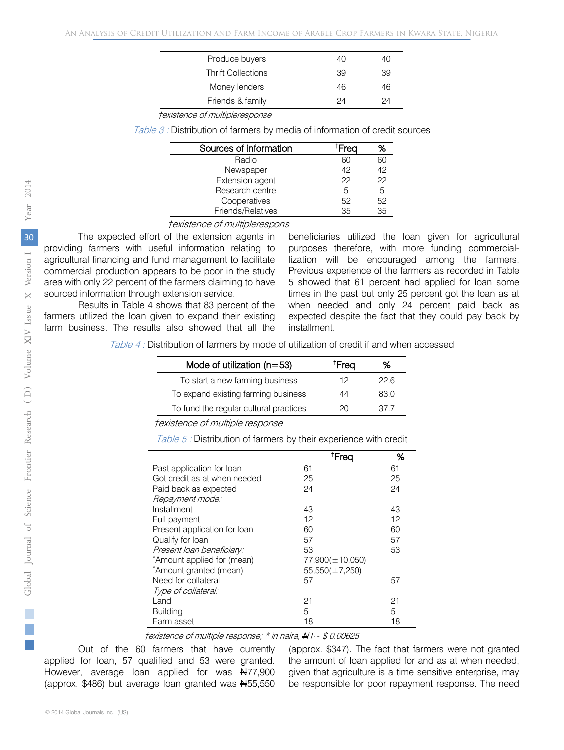| Produce buyers | 40 | 40 |
|---|---|---|
| Thrift Collections | 39 | 39 |
| Money lenders | 46 | 46 |
| Friends & family | 24 | 24 |

*†existence of multipleresponse*

*Table 3 :* Distribution of farmers by media of information of credit sources

| Sources of information | †Freq | % |
|---|---|---|
| Radio | 60 | 60 |
| Newspaper | 42 | 42 |
| Extension agent | 22 | 22 |
| Research centre | 5 | 5 |
| Cooperatives | 52 | 52 |
| Friends/Relatives | 35 | 35 |

*†existence of multiplerespons*

The expected effort of the extension agents in providing farmers with useful information relating to agricultural financing and fund management to facilitate commercial production appears to be poor in the study area with only 22 percent of the farmers claiming to have sourced information through extension service.

Results in Table 4 shows that 83 percent of the farmers utilized the loan given to expand their existing farm business. The results also showed that all the beneficiaries utilized the loan given for agricultural purposes therefore, with more funding commercial-lization will be encouraged among the farmers. Previous experience of the farmers as recorded in Table 5 showed that 61 percent had applied for loan some times in the past but only 25 percent got the loan as at when needed and only 24 percent paid back as expected despite the fact that they could pay back by installment.

*Table 4 :* Distribution of farmers by mode of utilization of credit if and when accessed

| Mode of utilization (n=53) | †Freq | % |
|---|---|---|
| To start a new farming business | 12 | 22.6 |
| To expand existing farming business | 44 | 83.0 |
| To fund the regular cultural practices | 20 | 37.7 |

*†existence of multiple response*

*Table 5 :* Distribution of farmers by their experience with credit

| | †Freq | % |
|---|---|---|
| Past application for loan | 61 | 61 |
| Got credit as at when needed | 25 | 25 |
| Paid back as expected | 24 | 24 |
| *Repayment mode:* | | |
| Installment | 43 | 43 |
| Full payment | 12 | 12 |
| Present application for loan | 60 | 60 |
| Qualify for loan | 57 | 57 |
| *Present loan beneficiary:* | 53 | 53 |
| *Amount applied for (mean) | 77,900(±10,050) | |
| *Amount granted (mean) | 55,550(±7,250) | |
| Need for collateral | 57 | 57 |
| *Type of collateral:* | | |
| Land | 21 | 21 |
| Building | 5 | 5 |
| Farm asset | 18 | 18 |

*†existence of multiple response; * in naira, ₦1~ $ 0.00625*

Out of the 60 farmers that have currently applied for loan, 57 qualified and 53 were granted. However, average loan applied for was ₦77,900 (approx. $486) but average loan granted was ₦55,550 (approx. $347). The fact that farmers were not granted the amount of loan applied for and as at when needed, given that agriculture is a time sensitive enterprise, may be responsible for poor repayment response. The need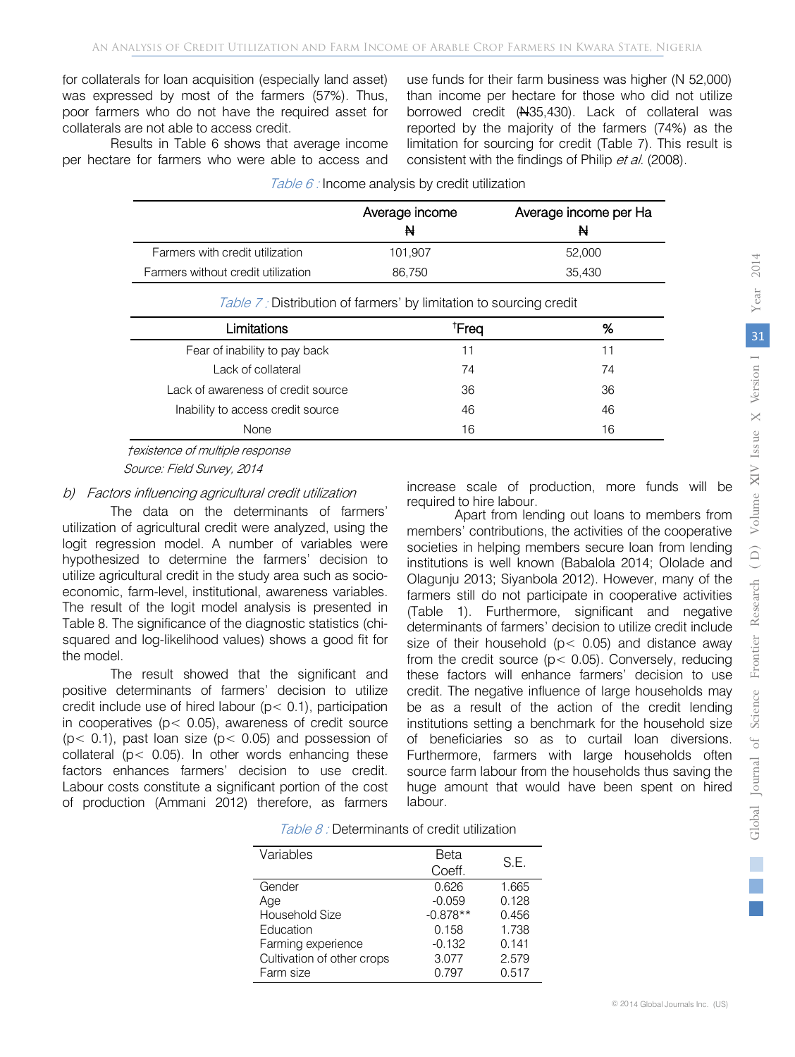for collaterals for loan acquisition (especially land asset) was expressed by most of the farmers (57%). Thus, poor farmers who do not have the required asset for collaterals are not able to access credit.

Results in Table 6 shows that average income per hectare for farmers who were able to access and use funds for their farm business was higher (N 52,000) than income per hectare for those who did not utilize borrowed credit (₦35,430). Lack of collateral was reported by the majority of the farmers (74%) as the limitation for sourcing for credit (Table 7). This result is consistent with the findings of Philip *et al.* (2008).

*Table 6 :* Income analysis by credit utilization

| | Average income ₦ | Average income per Ha ₦ |
|---|---|---|
| Farmers with credit utilization | 101,907 | 52,000 |
| Farmers without credit utilization | 86,750 | 35,430 |

*Table 7 :* Distribution of farmers' by limitation to sourcing credit

| Limitations | †Freq | % |
|---|---|---|
| Fear of inability to pay back | 11 | 11 |
| Lack of collateral | 74 | 74 |
| Lack of awareness of credit source | 36 | 36 |
| Inability to access credit source | 46 | 46 |
| None | 16 | 16 |

*†existence of multiple response*

*Source: Field Survey, 2014*

*b) Factors influencing agricultural credit utilization*

The data on the determinants of farmers' utilization of agricultural credit were analyzed, using the logit regression model. A number of variables were hypothesized to determine the farmers' decision to utilize agricultural credit in the study area such as socio-economic, farm-level, institutional, awareness variables. The result of the logit model analysis is presented in Table 8. The significance of the diagnostic statistics (chi-squared and log-likelihood values) shows a good fit for the model.

The result showed that the significant and positive determinants of farmers' decision to utilize credit include use of hired labour ($p < 0.1$), participation in cooperatives ($p < 0.05$), awareness of credit source ($p < 0.1$), past loan size ($p < 0.05$) and possession of collateral ($p < 0.05$). In other words enhancing these factors enhances farmers' decision to use credit. Labour costs constitute a significant portion of the cost of production (Ammani 2012) therefore, as farmers increase scale of production, more funds will be required to hire labour.

Apart from lending out loans to members from members' contributions, the activities of the cooperative societies in helping members secure loan from lending institutions is well known (Babalola 2014; Ololade and Olagunju 2013; Siyanbola 2012). However, many of the farmers still do not participate in cooperative activities (Table 1). Furthermore, significant and negative determinants of farmers' decision to utilize credit include size of their household ($p < 0.05$) and distance away from the credit source ($p < 0.05$). Conversely, reducing these factors will enhance farmers' decision to use credit. The negative influence of large households may be as a result of the action of the credit lending institutions setting a benchmark for the household size of beneficiaries so as to curtail loan diversions. Furthermore, farmers with large households often source farm labour from the households thus saving the huge amount that would have been spent on hired labour.

*Table 8 :* Determinants of credit utilization

| Variables | Beta Coeff. | S.E. |
|---|---|---|
| Gender | 0.626 | 1.665 |
| Age | -0.059 | 0.128 |
| Household Size | -0.878** | 0.456 |
| Education | 0.158 | 1.738 |
| Farming experience | -0.132 | 0.141 |
| Cultivation of other crops | 3.077 | 2.579 |
| Farm size | 0.797 | 0.517 |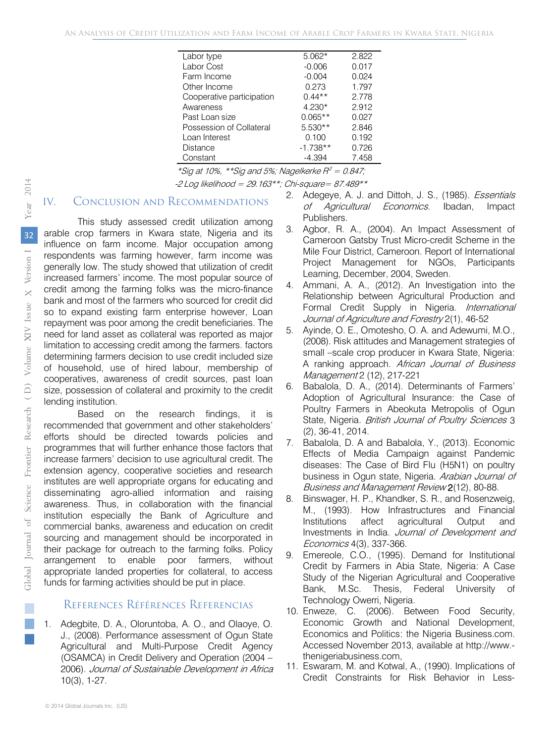| Labor type | 5.062* | 2.822 |
|---|---|---|
| Labor Cost | -0.006 | 0.017 |
| Farm Income | -0.004 | 0.024 |
| Other Income | 0.273 | 1.797 |
| Cooperative participation | 0.44** | 2.778 |
| Awareness | 4.230* | 2.912 |
| Past Loan size | 0.065** | 0.027 |
| Possession of Collateral | 5.530** | 2.846 |
| Loan Interest | 0.100 | 0.192 |
| Distance | -1.738** | 0.726 |
| Constant | -4.394 | 7.458 |

*\*Sig at 10%, \*\*Sig and 5%; Nagelkerke $R^2$ = 0.847;*

*-2 Log likelihood = 29.163\*\*; Chi-square= 87.489\*\**

## IV. Conclusion and Recommendations

This study assessed credit utilization among arable crop farmers in Kwara state, Nigeria and its influence on farm income. Major occupation among respondents was farming however, farm income was generally low. The study showed that utilization of credit increased farmers' income. The most popular source of credit among the farming folks was the micro-finance bank and most of the farmers who sourced for credit did so to expand existing farm enterprise however, Loan repayment was poor among the credit beneficiaries. The need for land asset as collateral was reported as major limitation to accessing credit among the farmers. factors determining farmers decision to use credit included size of household, use of hired labour, membership of cooperatives, awareness of credit sources, past loan size, possession of collateral and proximity to the credit lending institution.

Based on the research findings, it is recommended that government and other stakeholders' efforts should be directed towards policies and programmes that will further enhance those factors that increase farmers' decision to use agricultural credit. The extension agency, cooperative societies and research institutes are well appropriate organs for educating and disseminating agro-allied information and raising awareness. Thus, in collaboration with the financial institution especially the Bank of Agriculture and commercial banks, awareness and education on credit sourcing and management should be incorporated in their package for outreach to the farming folks. Policy arrangement to enable poor farmers, without appropriate landed properties for collateral, to access funds for farming activities should be put in place.

## References Références Referencias

1. Adegbite, D. A., Oloruntoba, A. O., and Olaoye, O. J., (2008). Performance assessment of Ogun State Agricultural and Multi-Purpose Credit Agency (OSAMCA) in Credit Delivery and Operation (2004 – 2006). *Journal of Sustainable Development in Africa* 10(3), 1-27.
2. Adegeye, A. J. and Dittoh, J. S., (1985). *Essentials of Agricultural Economics*. Ibadan, Impact Publishers.
3. Agbor, R. A., (2004). An Impact Assessment of Cameroon Gatsby Trust Micro-credit Scheme in the Mile Four District, Cameroon. Report of International Project Management for NGOs, Participants Learning, December, 2004, Sweden.
4. Ammani, A. A., (2012). An Investigation into the Relationship between Agricultural Production and Formal Credit Supply in Nigeria. *International Journal of Agriculture and Forestry* 2(1), 46-52
5. Ayinde, O. E., Omotesho, O. A. and Adewumi, M.O., (2008). Risk attitudes and Management strategies of small –scale crop producer in Kwara State, Nigeria: A ranking approach. *African Journal of Business Management* 2 (12), 217-221
6. Babalola, D. A., (2014). Determinants of Farmers' Adoption of Agricultural Insurance: the Case of Poultry Farmers in Abeokuta Metropolis of Ogun State, Nigeria. *British Journal of Poultry Sciences* 3 (2), 36-41, 2014.
7. Babalola, D. A and Babalola, Y., (2013). Economic Effects of Media Campaign against Pandemic diseases: The Case of Bird Flu (H5N1) on poultry business in Ogun state, Nigeria. *Arabian Journal of Business and Management Review* **2**(12), 80-88.
8. Binswager, H. P., Khandker, S. R., and Rosenzweig, M., (1993). How Infrastructures and Financial Institutions affect agricultural Output and Investments in India. *Journal of Development and Economics* 4(3), 337-366.
9. Emereole, C.O., (1995). Demand for Institutional Credit by Farmers in Abia State, Nigeria: A Case Study of the Nigerian Agricultural and Cooperative Bank, M.Sc. Thesis, Federal University of Technology Owerri, Nigeria.
10. Enweze, C. (2006). Between Food Security, Economic Growth and National Development, Economics and Politics: the Nigeria Business.com. Accessed November 2013, available at http://www.-thenigeriabusiness.com,
11. Eswaram, M. and Kotwal, A., (1990). Implications of Credit Constraints for Risk Behavior in Less-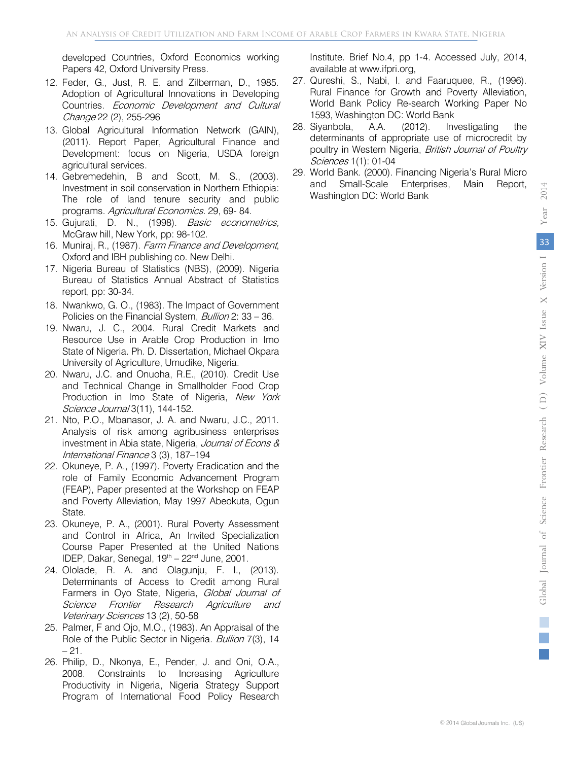developed Countries, Oxford Economics working Papers 42, Oxford University Press.

12. Feder, G., Just, R. E. and Zilberman, D., 1985. Adoption of Agricultural Innovations in Developing Countries. *Economic Development and Cultural Change* 22 (2), 255-296
13. Global Agricultural Information Network (GAIN), (2011). Report Paper, Agricultural Finance and Development: focus on Nigeria, USDA foreign agricultural services.
14. Gebremedehin, B and Scott, M. S., (2003). Investment in soil conservation in Northern Ethiopia: The role of land tenure security and public programs. *Agricultural Economics*. 29, 69- 84.
15. Gujurati, D. N., (1998). *Basic econometrics,* McGraw hill, New York, pp: 98-102.
16. Muniraj, R., (1987). *Farm Finance and Development*, Oxford and IBH publishing co. New Delhi.
17. Nigeria Bureau of Statistics (NBS), (2009). Nigeria Bureau of Statistics Annual Abstract of Statistics report, pp: 30-34.
18. Nwankwo, G. O., (1983). The Impact of Government Policies on the Financial System, *Bullion* 2: 33 – 36.
19. Nwaru, J. C., 2004. Rural Credit Markets and Resource Use in Arable Crop Production in Imo State of Nigeria. Ph. D. Dissertation, Michael Okpara University of Agriculture, Umudike, Nigeria.
20. Nwaru, J.C. and Onuoha, R.E., (2010). Credit Use and Technical Change in Smallholder Food Crop Production in Imo State of Nigeria, *New York Science Journal* 3(11), 144-152.
21. Nto, P.O., Mbanasor, J. A. and Nwaru, J.C., 2011. Analysis of risk among agribusiness enterprises investment in Abia state, Nigeria, *Journal of Econs & International Finance* 3 (3), 187–194
22. Okuneye, P. A., (1997). Poverty Eradication and the role of Family Economic Advancement Program (FEAP), Paper presented at the Workshop on FEAP and Poverty Alleviation, May 1997 Abeokuta, Ogun State.
23. Okuneye, P. A., (2001). Rural Poverty Assessment and Control in Africa, An Invited Specialization Course Paper Presented at the United Nations IDEP, Dakar, Senegal, 19th – 22nd June, 2001.
24. Ololade, R. A. and Olagunju, F. I., (2013). Determinants of Access to Credit among Rural Farmers in Oyo State, Nigeria, *Global Journal of Science Frontier Research Agriculture and Veterinary Sciences* 13 (2), 50-58
25. Palmer, F and Ojo, M.O., (1983). An Appraisal of the Role of the Public Sector in Nigeria. *Bullion* 7(3), 14 – 21.
26. Philip, D., Nkonya, E., Pender, J. and Oni, O.A., 2008. Constraints to Increasing Agriculture Productivity in Nigeria, Nigeria Strategy Support Program of International Food Policy Research Institute. Brief No.4, pp 1-4. Accessed July, 2014, available at www.ifpri.org,
27. Qureshi, S., Nabi, I. and Faaruquee, R., (1996). Rural Finance for Growth and Poverty Alleviation, World Bank Policy Re-search Working Paper No 1593, Washington DC: World Bank
28. Siyanbola, A.A. (2012). Investigating the determinants of appropriate use of microcredit by poultry in Western Nigeria, *British Journal of Poultry Sciences* 1(1): 01-04
29. World Bank. (2000). Financing Nigeria's Rural Micro and Small-Scale Enterprises, Main Report, Washington DC: World Bank